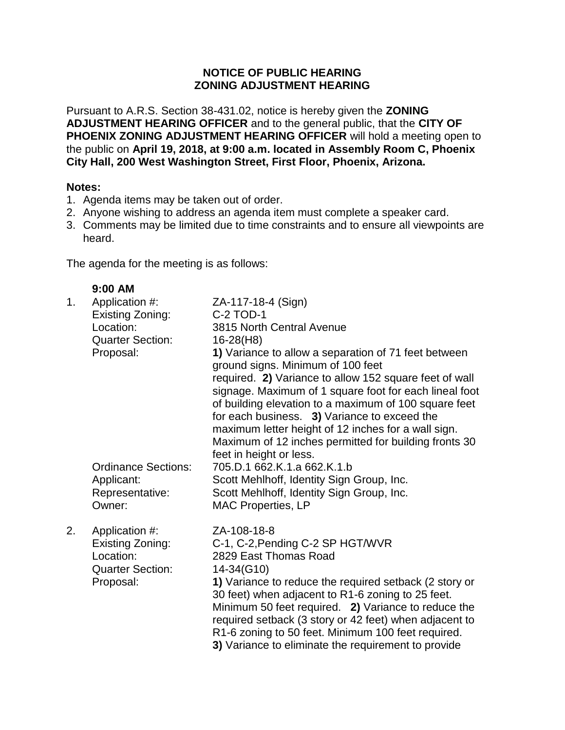**NOTICE OF PUBLIC HEARING**
**ZONING ADJUSTMENT HEARING**

Pursuant to A.R.S. Section 38-431.02, notice is hereby given the **ZONING ADJUSTMENT HEARING OFFICER** and to the general public, that the **CITY OF PHOENIX ZONING ADJUSTMENT HEARING OFFICER** will hold a meeting open to the public on **April 19, 2018, at 9:00 a.m. located in Assembly Room C, Phoenix City Hall, 200 West Washington Street, First Floor, Phoenix, Arizona.**

**Notes:**

1. Agenda items may be taken out of order.
2. Anyone wishing to address an agenda item must complete a speaker card.
3. Comments may be limited due to time constraints and to ensure all viewpoints are heard.

The agenda for the meeting is as follows:

**9:00 AM**

1. Application #: ZA-117-18-4 (Sign)
   Existing Zoning: C-2 TOD-1
   Location: 3815 North Central Avenue
   Quarter Section: 16-28(H8)
   Proposal: **1)** Variance to allow a separation of 71 feet between ground signs. Minimum of 100 feet required. **2)** Variance to allow 152 square feet of wall signage. Maximum of 1 square foot for each lineal foot of building elevation to a maximum of 100 square feet for each business. **3)** Variance to exceed the maximum letter height of 12 inches for a wall sign. Maximum of 12 inches permitted for building fronts 30 feet in height or less.
   Ordinance Sections: 705.D.1 662.K.1.a 662.K.1.b
   Applicant: Scott Mehlhoff, Identity Sign Group, Inc.
   Representative: Scott Mehlhoff, Identity Sign Group, Inc.
   Owner: MAC Properties, LP

2. Application #: ZA-108-18-8
   Existing Zoning: C-1, C-2,Pending C-2 SP HGT/WVR
   Location: 2829 East Thomas Road
   Quarter Section: 14-34(G10)
   Proposal: **1)** Variance to reduce the required setback (2 story or 30 feet) when adjacent to R1-6 zoning to 25 feet. Minimum 50 feet required. **2)** Variance to reduce the required setback (3 story or 42 feet) when adjacent to R1-6 zoning to 50 feet. Minimum 100 feet required. **3)** Variance to eliminate the requirement to provide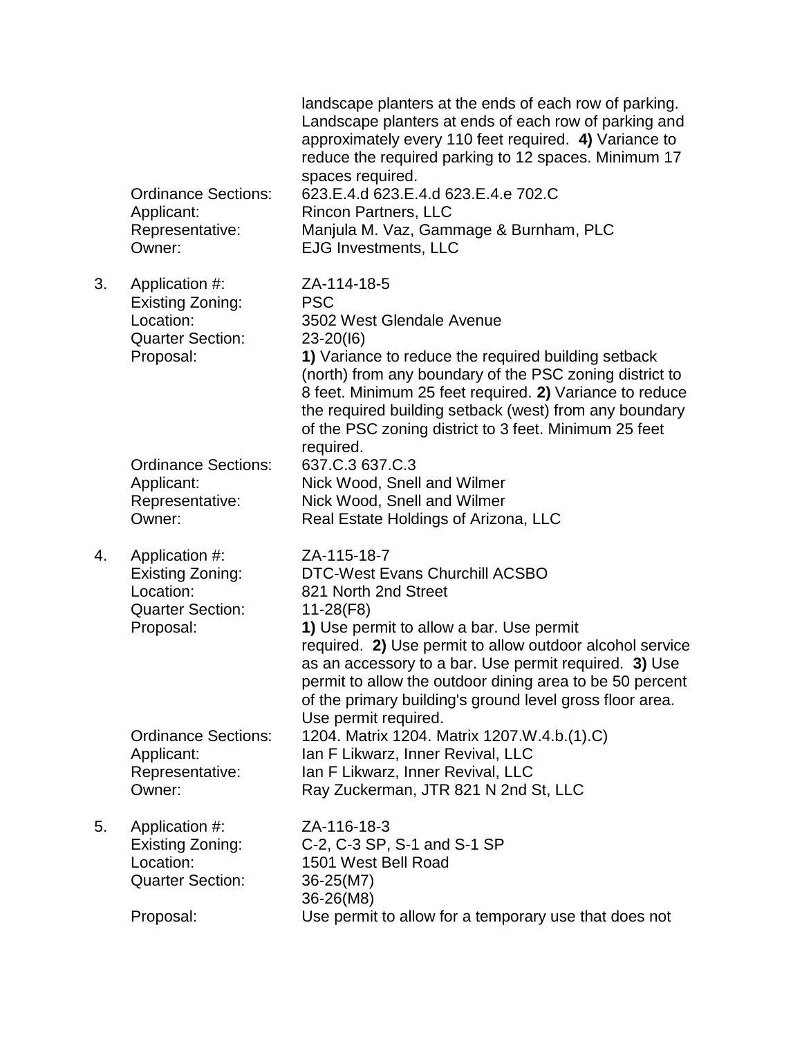landscape planters at the ends of each row of parking. Landscape planters at ends of each row of parking and approximately every 110 feet required. **4)** Variance to reduce the required parking to 12 spaces. Minimum 17 spaces required.

Ordinance Sections: 623.E.4.d 623.E.4.d 623.E.4.e 702.C
Applicant: Rincon Partners, LLC
Representative: Manjula M. Vaz, Gammage & Burnham, PLC
Owner: EJG Investments, LLC

3. Application #: ZA-114-18-5
   Existing Zoning: PSC
   Location: 3502 West Glendale Avenue
   Quarter Section: 23-20(I6)
   Proposal: **1)** Variance to reduce the required building setback (north) from any boundary of the PSC zoning district to 8 feet. Minimum 25 feet required. **2)** Variance to reduce the required building setback (west) from any boundary of the PSC zoning district to 3 feet. Minimum 25 feet required.
   Ordinance Sections: 637.C.3 637.C.3
   Applicant: Nick Wood, Snell and Wilmer
   Representative: Nick Wood, Snell and Wilmer
   Owner: Real Estate Holdings of Arizona, LLC

4. Application #: ZA-115-18-7
   Existing Zoning: DTC-West Evans Churchill ACSBO
   Location: 821 North 2nd Street
   Quarter Section: 11-28(F8)
   Proposal: **1)** Use permit to allow a bar. Use permit required. **2)** Use permit to allow outdoor alcohol service as an accessory to a bar. Use permit required. **3)** Use permit to allow the outdoor dining area to be 50 percent of the primary building's ground level gross floor area. Use permit required.
   Ordinance Sections: 1204. Matrix 1204. Matrix 1207.W.4.b.(1).C)
   Applicant: Ian F Likwarz, Inner Revival, LLC
   Representative: Ian F Likwarz, Inner Revival, LLC
   Owner: Ray Zuckerman, JTR 821 N 2nd St, LLC

5. Application #: ZA-116-18-3
   Existing Zoning: C-2, C-3 SP, S-1 and S-1 SP
   Location: 1501 West Bell Road
   Quarter Section: 36-25(M7)
   36-26(M8)
   Proposal: Use permit to allow for a temporary use that does not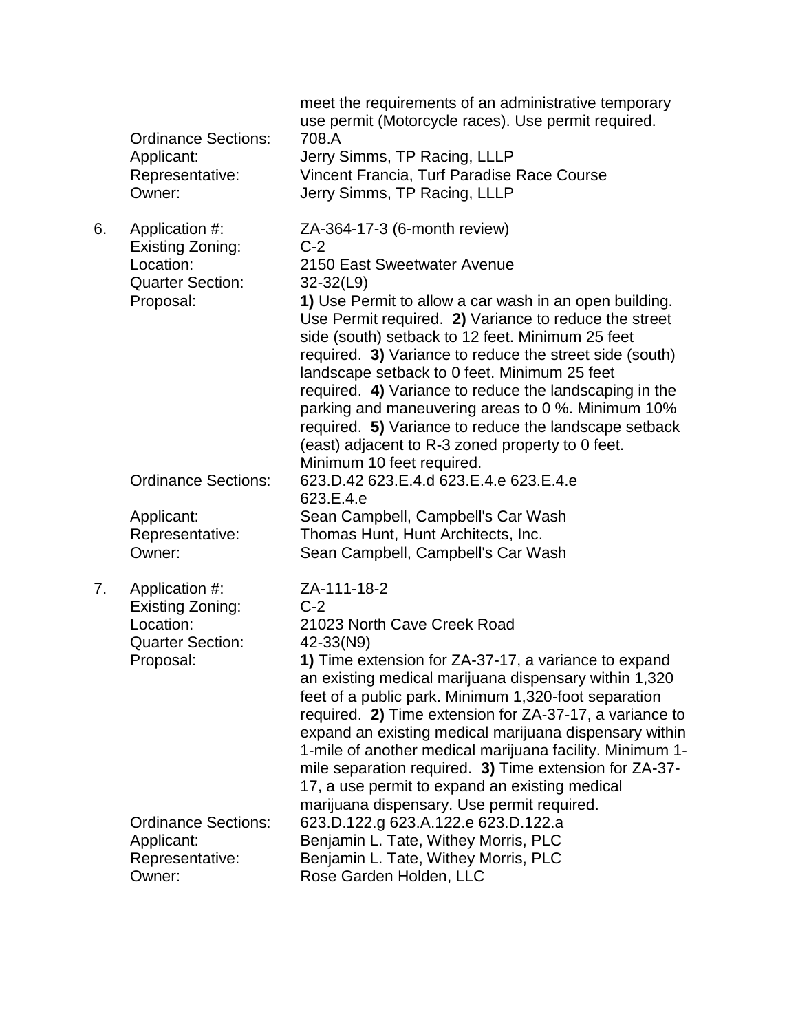meet the requirements of an administrative temporary use permit (Motorcycle races). Use permit required.

Ordinance Sections: 708.A
Applicant: Jerry Simms, TP Racing, LLLP
Representative: Vincent Francia, Turf Paradise Race Course
Owner: Jerry Simms, TP Racing, LLLP

6. Application #: ZA-364-17-3 (6-month review)
   Existing Zoning: C-2
   Location: 2150 East Sweetwater Avenue
   Quarter Section: 32-32(L9)
   Proposal: **1)** Use Permit to allow a car wash in an open building. Use Permit required. **2)** Variance to reduce the street side (south) setback to 12 feet. Minimum 25 feet required. **3)** Variance to reduce the street side (south) landscape setback to 0 feet. Minimum 25 feet required. **4)** Variance to reduce the landscaping in the parking and maneuvering areas to 0 %. Minimum 10% required. **5)** Variance to reduce the landscape setback (east) adjacent to R-3 zoned property to 0 feet. Minimum 10 feet required.
   Ordinance Sections: 623.D.42 623.E.4.d 623.E.4.e 623.E.4.e 623.E.4.e
   Applicant: Sean Campbell, Campbell's Car Wash
   Representative: Thomas Hunt, Hunt Architects, Inc.
   Owner: Sean Campbell, Campbell's Car Wash

7. Application #: ZA-111-18-2
   Existing Zoning: C-2
   Location: 21023 North Cave Creek Road
   Quarter Section: 42-33(N9)
   Proposal: **1)** Time extension for ZA-37-17, a variance to expand an existing medical marijuana dispensary within 1,320 feet of a public park. Minimum 1,320-foot separation required. **2)** Time extension for ZA-37-17, a variance to expand an existing medical marijuana dispensary within 1-mile of another medical marijuana facility. Minimum 1-mile separation required. **3)** Time extension for ZA-37-17, a use permit to expand an existing medical marijuana dispensary. Use permit required.
   Ordinance Sections: 623.D.122.g 623.A.122.e 623.D.122.a
   Applicant: Benjamin L. Tate, Withey Morris, PLC
   Representative: Benjamin L. Tate, Withey Morris, PLC
   Owner: Rose Garden Holden, LLC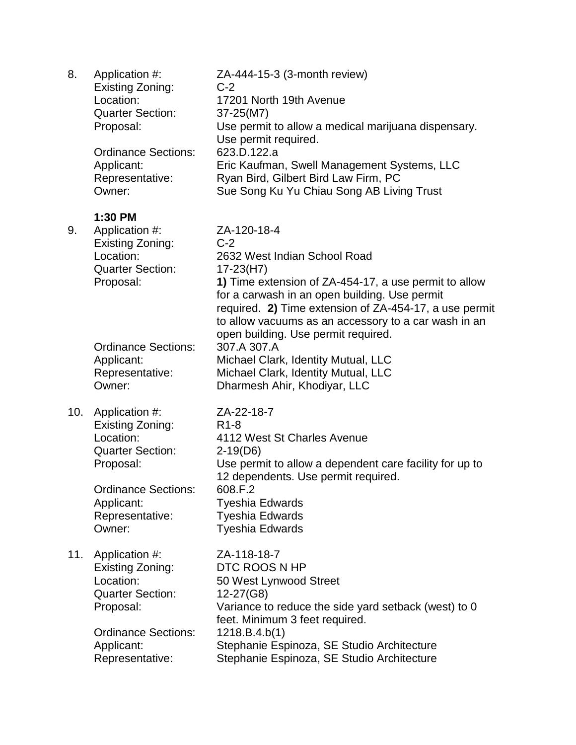8. Application #: ZA-444-15-3 (3-month review)
   Existing Zoning: C-2
   Location: 17201 North 19th Avenue
   Quarter Section: 37-25(M7)
   Proposal: Use permit to allow a medical marijuana dispensary. Use permit required.
   Ordinance Sections: 623.D.122.a
   Applicant: Eric Kaufman, Swell Management Systems, LLC
   Representative: Ryan Bird, Gilbert Bird Law Firm, PC
   Owner: Sue Song Ku Yu Chiau Song AB Living Trust

**1:30 PM**

9. Application #: ZA-120-18-4
   Existing Zoning: C-2
   Location: 2632 West Indian School Road
   Quarter Section: 17-23(H7)
   Proposal: **1)** Time extension of ZA-454-17, a use permit to allow for a carwash in an open building. Use permit required. **2)** Time extension of ZA-454-17, a use permit to allow vacuums as an accessory to a car wash in an open building. Use permit required.
   Ordinance Sections: 307.A 307.A
   Applicant: Michael Clark, Identity Mutual, LLC
   Representative: Michael Clark, Identity Mutual, LLC
   Owner: Dharmesh Ahir, Khodiyar, LLC

10. Application #: ZA-22-18-7
    Existing Zoning: R1-8
    Location: 4112 West St Charles Avenue
    Quarter Section: 2-19(D6)
    Proposal: Use permit to allow a dependent care facility for up to 12 dependents. Use permit required.
    Ordinance Sections: 608.F.2
    Applicant: Tyeshia Edwards
    Representative: Tyeshia Edwards
    Owner: Tyeshia Edwards

11. Application #: ZA-118-18-7
    Existing Zoning: DTC ROOS N HP
    Location: 50 West Lynwood Street
    Quarter Section: 12-27(G8)
    Proposal: Variance to reduce the side yard setback (west) to 0 feet. Minimum 3 feet required.
    Ordinance Sections: 1218.B.4.b(1)
    Applicant: Stephanie Espinoza, SE Studio Architecture
    Representative: Stephanie Espinoza, SE Studio Architecture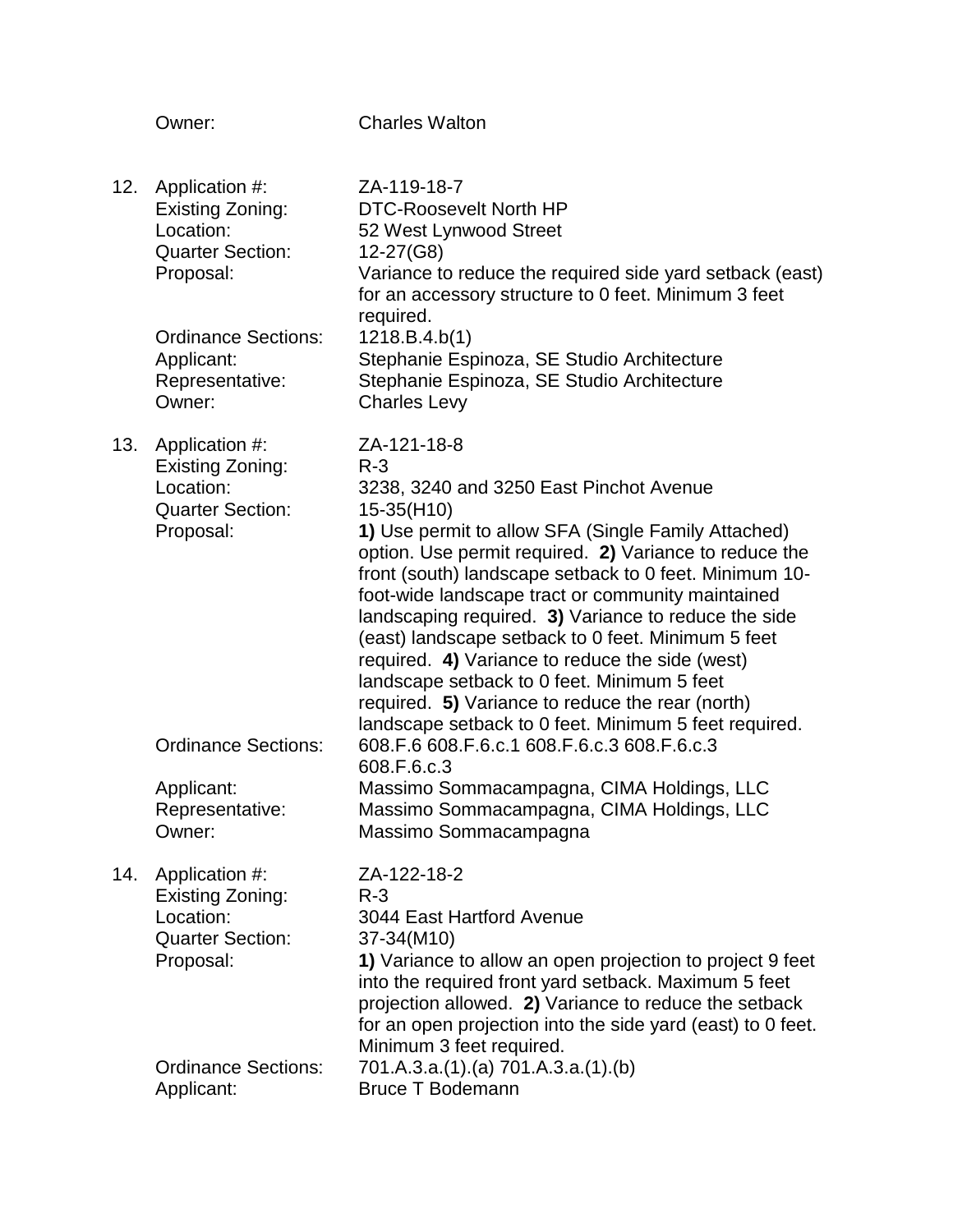Owner: Charles Walton

12. Application #: ZA-119-18-7
    Existing Zoning: DTC-Roosevelt North HP
    Location: 52 West Lynwood Street
    Quarter Section: 12-27(G8)
    Proposal: Variance to reduce the required side yard setback (east) for an accessory structure to 0 feet. Minimum 3 feet required.
    Ordinance Sections: 1218.B.4.b(1)
    Applicant: Stephanie Espinoza, SE Studio Architecture
    Representative: Stephanie Espinoza, SE Studio Architecture
    Owner: Charles Levy

13. Application #: ZA-121-18-8
    Existing Zoning: R-3
    Location: 3238, 3240 and 3250 East Pinchot Avenue
    Quarter Section: 15-35(H10)
    Proposal: **1)** Use permit to allow SFA (Single Family Attached) option. Use permit required. **2)** Variance to reduce the front (south) landscape setback to 0 feet. Minimum 10-foot-wide landscape tract or community maintained landscaping required. **3)** Variance to reduce the side (east) landscape setback to 0 feet. Minimum 5 feet required. **4)** Variance to reduce the side (west) landscape setback to 0 feet. Minimum 5 feet required. **5)** Variance to reduce the rear (north) landscape setback to 0 feet. Minimum 5 feet required.
    Ordinance Sections: 608.F.6 608.F.6.c.1 608.F.6.c.3 608.F.6.c.3 608.F.6.c.3
    Applicant: Massimo Sommacampagna, CIMA Holdings, LLC
    Representative: Massimo Sommacampagna, CIMA Holdings, LLC
    Owner: Massimo Sommacampagna

14. Application #: ZA-122-18-2
    Existing Zoning: R-3
    Location: 3044 East Hartford Avenue
    Quarter Section: 37-34(M10)
    Proposal: **1)** Variance to allow an open projection to project 9 feet into the required front yard setback. Maximum 5 feet projection allowed. **2)** Variance to reduce the setback for an open projection into the side yard (east) to 0 feet. Minimum 3 feet required.
    Ordinance Sections: 701.A.3.a.(1).(a) 701.A.3.a.(1).(b)
    Applicant: Bruce T Bodemann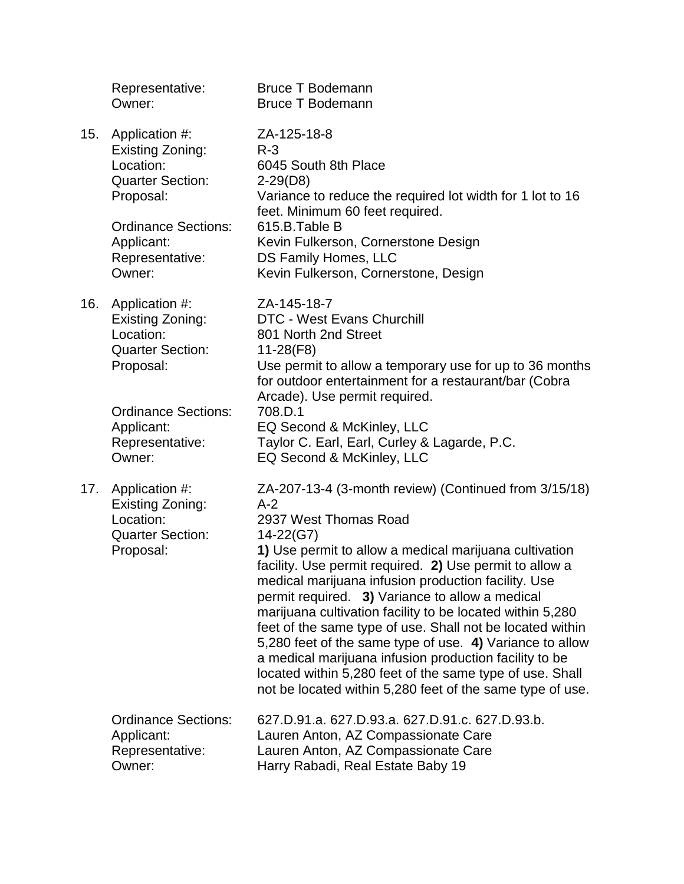Representative: Bruce T Bodemann
Owner: Bruce T Bodemann

15. Application #: ZA-125-18-8
    Existing Zoning: R-3
    Location: 6045 South 8th Place
    Quarter Section: 2-29(D8)
    Proposal: Variance to reduce the required lot width for 1 lot to 16 feet. Minimum 60 feet required.
    Ordinance Sections: 615.B.Table B
    Applicant: Kevin Fulkerson, Cornerstone Design
    Representative: DS Family Homes, LLC
    Owner: Kevin Fulkerson, Cornerstone, Design

16. Application #: ZA-145-18-7
    Existing Zoning: DTC - West Evans Churchill
    Location: 801 North 2nd Street
    Quarter Section: 11-28(F8)
    Proposal: Use permit to allow a temporary use for up to 36 months for outdoor entertainment for a restaurant/bar (Cobra Arcade). Use permit required.
    Ordinance Sections: 708.D.1
    Applicant: EQ Second & McKinley, LLC
    Representative: Taylor C. Earl, Earl, Curley & Lagarde, P.C.
    Owner: EQ Second & McKinley, LLC

17. Application #: ZA-207-13-4 (3-month review) (Continued from 3/15/18)
    Existing Zoning: A-2
    Location: 2937 West Thomas Road
    Quarter Section: 14-22(G7)
    Proposal: **1)** Use permit to allow a medical marijuana cultivation facility. Use permit required. **2)** Use permit to allow a medical marijuana infusion production facility. Use permit required. **3)** Variance to allow a medical marijuana cultivation facility to be located within 5,280 feet of the same type of use. Shall not be located within 5,280 feet of the same type of use. **4)** Variance to allow a medical marijuana infusion production facility to be located within 5,280 feet of the same type of use. Shall not be located within 5,280 feet of the same type of use.
    Ordinance Sections: 627.D.91.a. 627.D.93.a. 627.D.91.c. 627.D.93.b.
    Applicant: Lauren Anton, AZ Compassionate Care
    Representative: Lauren Anton, AZ Compassionate Care
    Owner: Harry Rabadi, Real Estate Baby 19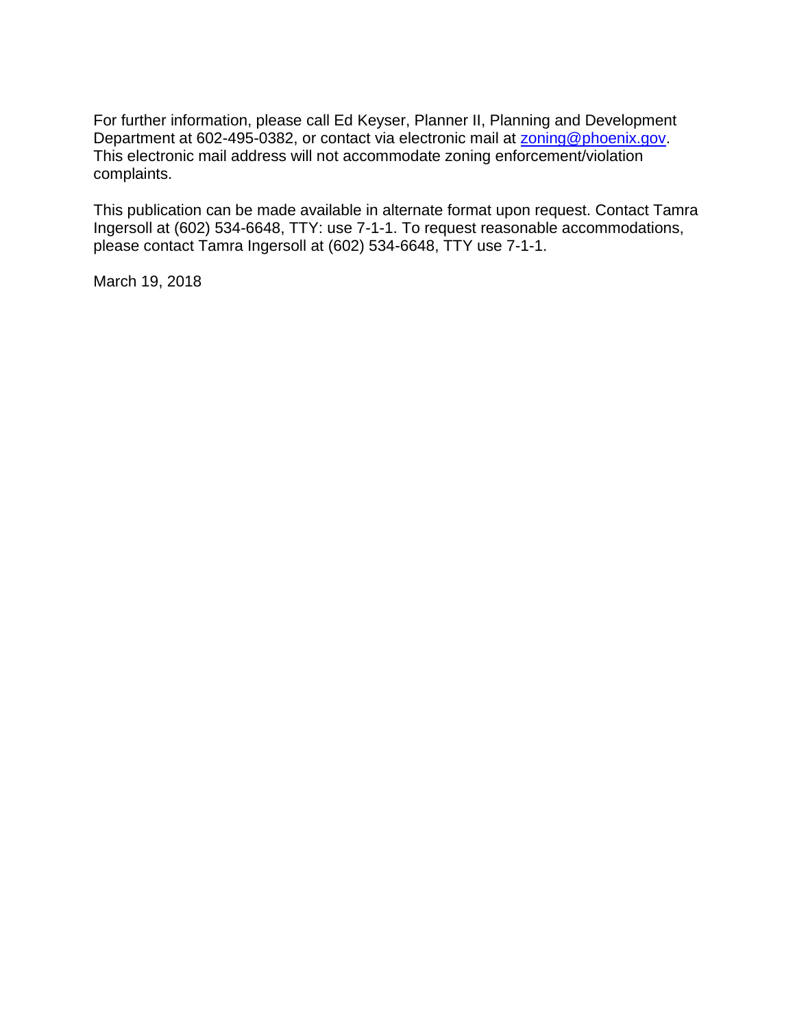For further information, please call Ed Keyser, Planner II, Planning and Development Department at 602-495-0382, or contact via electronic mail at zoning@phoenix.gov. This electronic mail address will not accommodate zoning enforcement/violation complaints.

This publication can be made available in alternate format upon request. Contact Tamra Ingersoll at (602) 534-6648, TTY: use 7-1-1. To request reasonable accommodations, please contact Tamra Ingersoll at (602) 534-6648, TTY use 7-1-1.

March 19, 2018